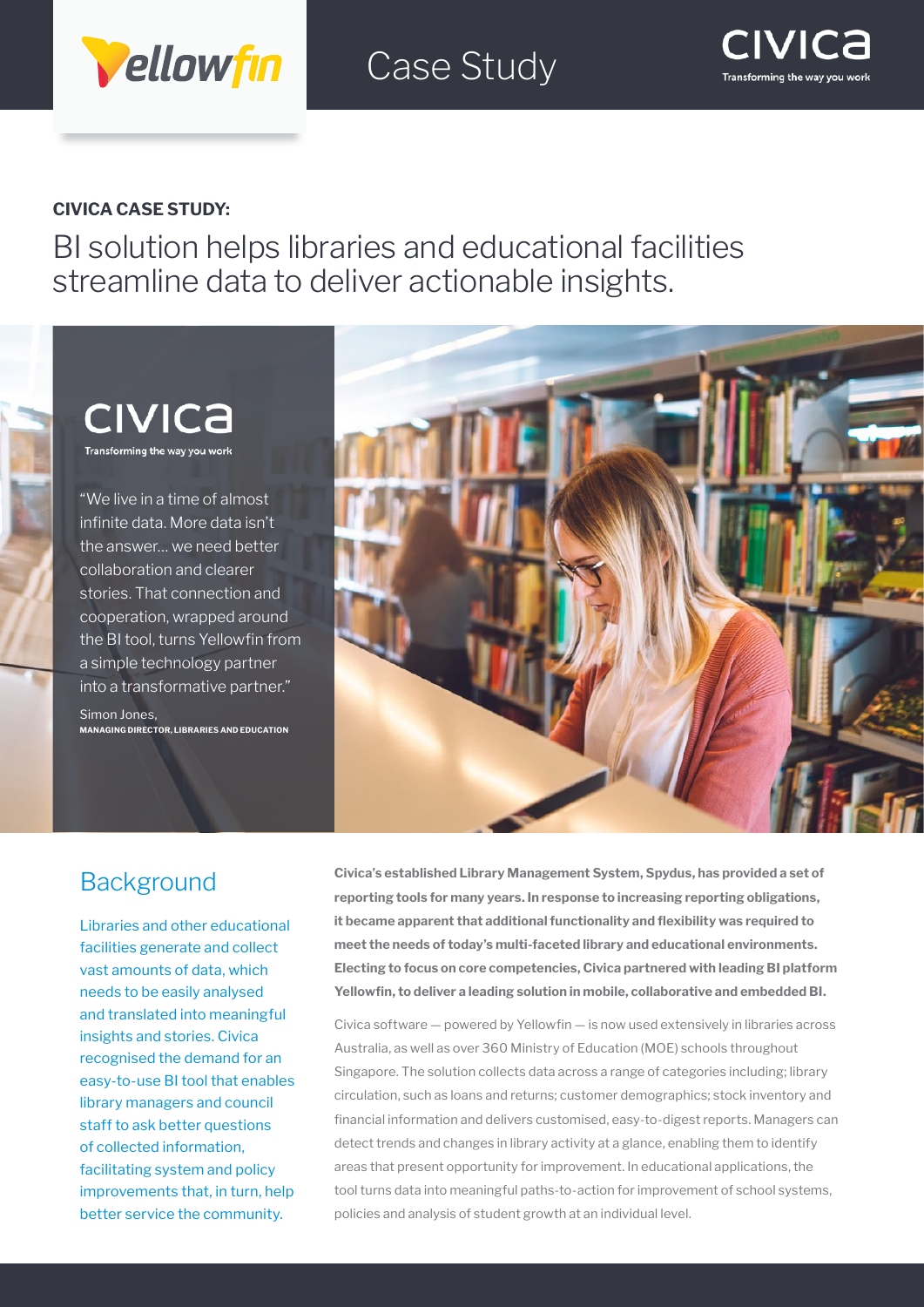Yellowfin

# Case Study

CIVICA
Transforming the way you work

**CIVICA CASE STUDY:**

## BI solution helps libraries and educational facilities streamline data to deliver actionable insights.

CIVICA
Transforming the way you work

"We live in a time of almost infinite data. More data isn't the answer... we need better collaboration and clearer stories. That connection and cooperation, wrapped around the BI tool, turns Yellowfin from a simple technology partner into a transformative partner."

Simon Jones,
**MANAGING DIRECTOR, LIBRARIES AND EDUCATION**

## Background

Libraries and other educational facilities generate and collect vast amounts of data, which needs to be easily analysed and translated into meaningful insights and stories. Civica recognised the demand for an easy-to-use BI tool that enables library managers and council staff to ask better questions of collected information, facilitating system and policy improvements that, in turn, help better service the community.

**Civica's established Library Management System, Spydus, has provided a set of reporting tools for many years. In response to increasing reporting obligations, it became apparent that additional functionality and flexibility was required to meet the needs of today's multi-faceted library and educational environments. Electing to focus on core competencies, Civica partnered with leading BI platform Yellowfin, to deliver a leading solution in mobile, collaborative and embedded BI.**

Civica software — powered by Yellowfin — is now used extensively in libraries across Australia, as well as over 360 Ministry of Education (MOE) schools throughout Singapore. The solution collects data across a range of categories including; library circulation, such as loans and returns; customer demographics; stock inventory and financial information and delivers customised, easy-to-digest reports. Managers can detect trends and changes in library activity at a glance, enabling them to identify areas that present opportunity for improvement. In educational applications, the tool turns data into meaningful paths-to-action for improvement of school systems, policies and analysis of student growth at an individual level.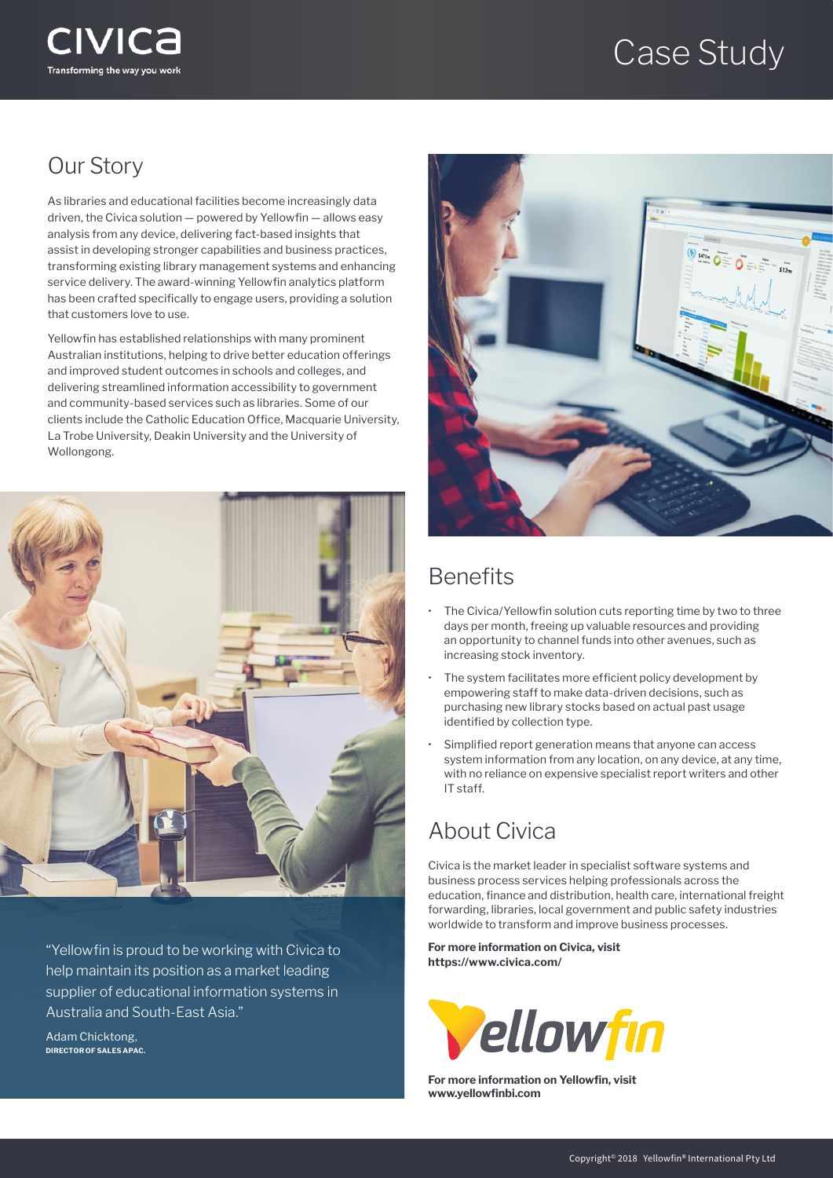# Case Study

## Our Story

As libraries and educational facilities become increasingly data driven, the Civica solution — powered by Yellowfin — allows easy analysis from any device, delivering fact-based insights that assist in developing stronger capabilities and business practices, transforming existing library management systems and enhancing service delivery. The award-winning Yellowfin analytics platform has been crafted specifically to engage users, providing a solution that customers love to use.

Yellowfin has established relationships with many prominent Australian institutions, helping to drive better education offerings and improved student outcomes in schools and colleges, and delivering streamlined information accessibility to government and community-based services such as libraries. Some of our clients include the Catholic Education Office, Macquarie University, La Trobe University, Deakin University and the University of Wollongong.

"Yellowfin is proud to be working with Civica to help maintain its position as a market leading supplier of educational information systems in Australia and South-East Asia."

Adam Chicktong,
**DIRECTOR OF SALES APAC.**

## Benefits

- The Civica/Yellowfin solution cuts reporting time by two to three days per month, freeing up valuable resources and providing an opportunity to channel funds into other avenues, such as increasing stock inventory.
- The system facilitates more efficient policy development by empowering staff to make data-driven decisions, such as purchasing new library stocks based on actual past usage identified by collection type.
- Simplified report generation means that anyone can access system information from any location, on any device, at any time, with no reliance on expensive specialist report writers and other IT staff.

## About Civica

Civica is the market leader in specialist software systems and business process services helping professionals across the education, finance and distribution, health care, international freight forwarding, libraries, local government and public safety industries worldwide to transform and improve business processes.

**For more information on Civica, visit https://www.civica.com/**

**For more information on Yellowfin, visit www.yellowfinbi.com**

Copyright® 2018 Yellowfin® International Pty Ltd